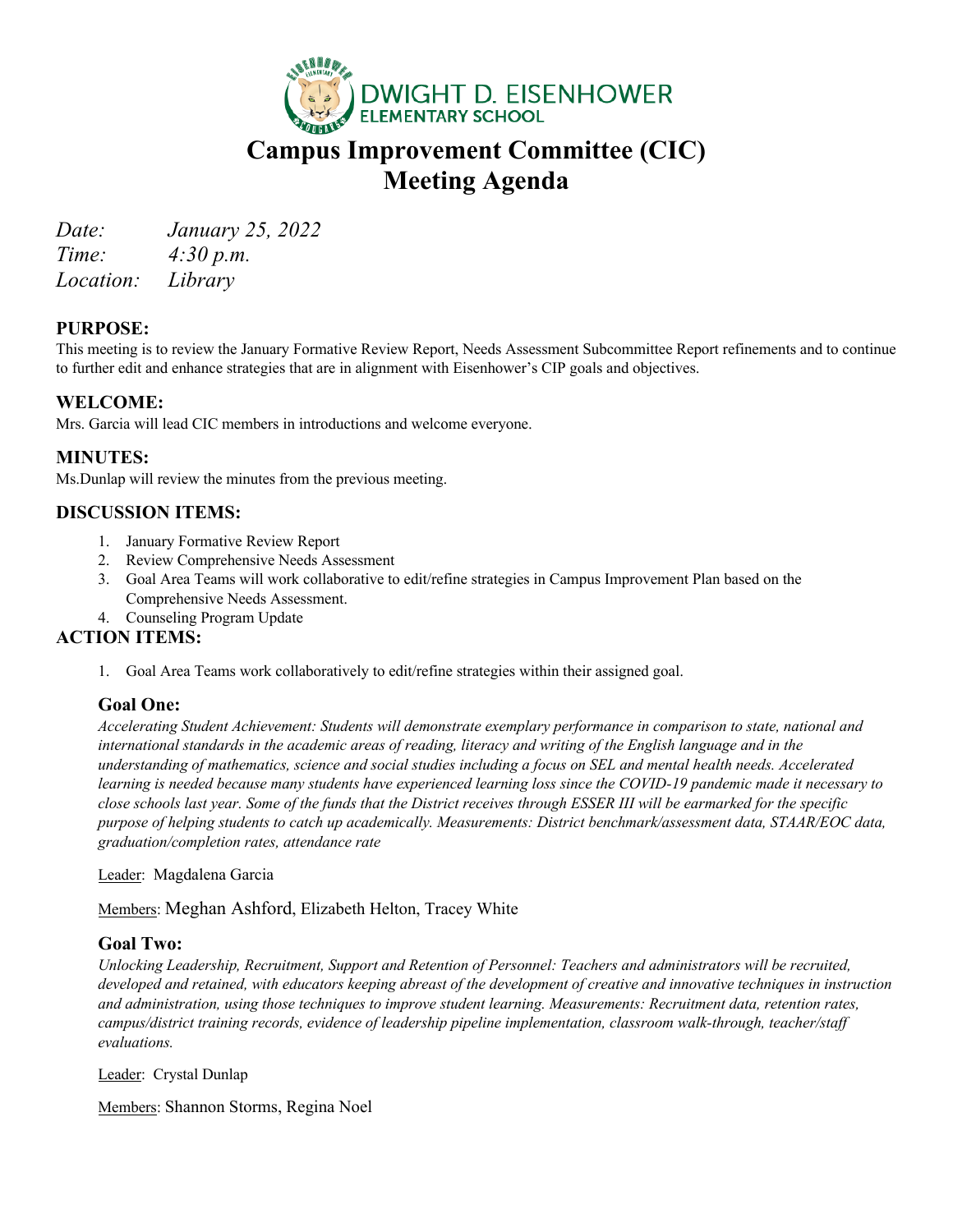# DWIGHT D. EISENHOWER ELEMENTARY SCHOOL

# Campus Improvement Committee (CIC)
# Meeting Agenda

*Date:* *January 25, 2022*
*Time:* *4:30 p.m.*
*Location:* *Library*

## PURPOSE:

This meeting is to review the January Formative Review Report, Needs Assessment Subcommittee Report refinements and to continue to further edit and enhance strategies that are in alignment with Eisenhower's CIP goals and objectives.

## WELCOME:

Mrs. Garcia will lead CIC members in introductions and welcome everyone.

## MINUTES:

Ms.Dunlap will review the minutes from the previous meeting.

## DISCUSSION ITEMS:

1. January Formative Review Report
2. Review Comprehensive Needs Assessment
3. Goal Area Teams will work collaborative to edit/refine strategies in Campus Improvement Plan based on the Comprehensive Needs Assessment.
4. Counseling Program Update

## ACTION ITEMS:

1. Goal Area Teams work collaboratively to edit/refine strategies within their assigned goal.

### Goal One:

*Accelerating Student Achievement: Students will demonstrate exemplary performance in comparison to state, national and international standards in the academic areas of reading, literacy and writing of the English language and in the understanding of mathematics, science and social studies including a focus on SEL and mental health needs. Accelerated learning is needed because many students have experienced learning loss since the COVID-19 pandemic made it necessary to close schools last year. Some of the funds that the District receives through ESSER III will be earmarked for the specific purpose of helping students to catch up academically. Measurements: District benchmark/assessment data, STAAR/EOC data, graduation/completion rates, attendance rate*

Leader: Magdalena Garcia

Members: Meghan Ashford, Elizabeth Helton, Tracey White

### Goal Two:

*Unlocking Leadership, Recruitment, Support and Retention of Personnel: Teachers and administrators will be recruited, developed and retained, with educators keeping abreast of the development of creative and innovative techniques in instruction and administration, using those techniques to improve student learning. Measurements: Recruitment data, retention rates, campus/district training records, evidence of leadership pipeline implementation, classroom walk-through, teacher/staff evaluations.*

Leader: Crystal Dunlap

Members: Shannon Storms, Regina Noel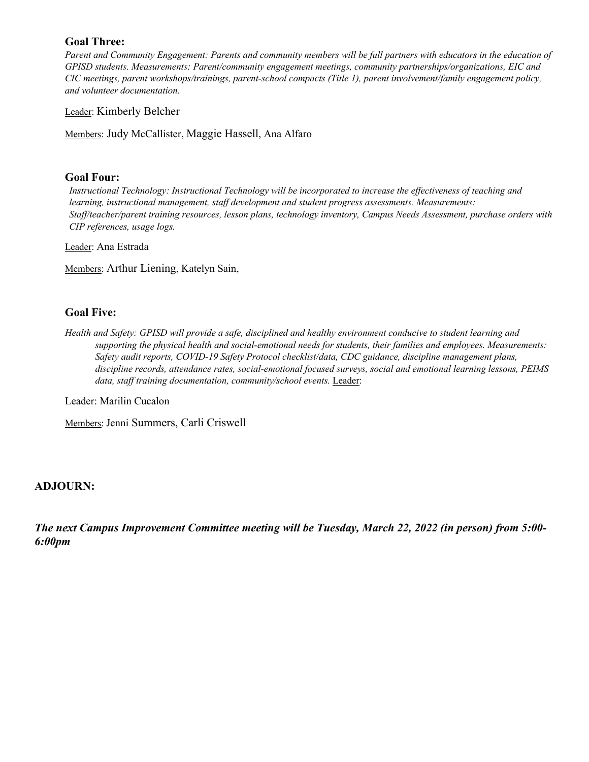### Goal Three:

*Parent and Community Engagement: Parents and community members will be full partners with educators in the education of GPISD students. Measurements: Parent/community engagement meetings, community partnerships/organizations, EIC and CIC meetings, parent workshops/trainings, parent-school compacts (Title 1), parent involvement/family engagement policy, and volunteer documentation.*

Leader: Kimberly Belcher

Members: Judy McCallister, Maggie Hassell, Ana Alfaro

### Goal Four:

*Instructional Technology: Instructional Technology will be incorporated to increase the effectiveness of teaching and learning, instructional management, staff development and student progress assessments. Measurements: Staff/teacher/parent training resources, lesson plans, technology inventory, Campus Needs Assessment, purchase orders with CIP references, usage logs.*

Leader: Ana Estrada

Members: Arthur Liening, Katelyn Sain,

### Goal Five:

*Health and Safety: GPISD will provide a safe, disciplined and healthy environment conducive to student learning and supporting the physical health and social-emotional needs for students, their families and employees. Measurements: Safety audit reports, COVID-19 Safety Protocol checklist/data, CDC guidance, discipline management plans, discipline records, attendance rates, social-emotional focused surveys, social and emotional learning lessons, PEIMS data, staff training documentation, community/school events.* Leader:

Leader: Marilin Cucalon

Members: Jenni Summers, Carli Criswell

**ADJOURN:**

***The next Campus Improvement Committee meeting will be Tuesday, March 22, 2022 (in person) from 5:00-6:00pm***